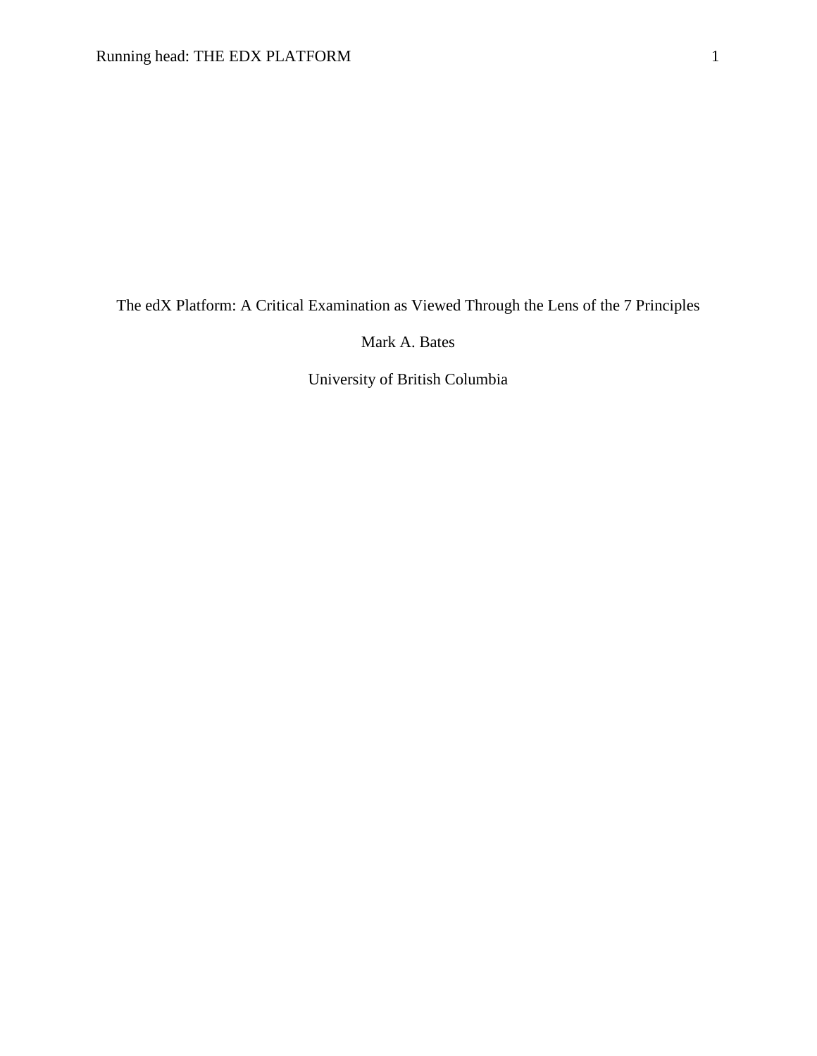# The edX Platform: A Critical Examination as Viewed Through the Lens of the 7 Principles

Mark A. Bates

University of British Columbia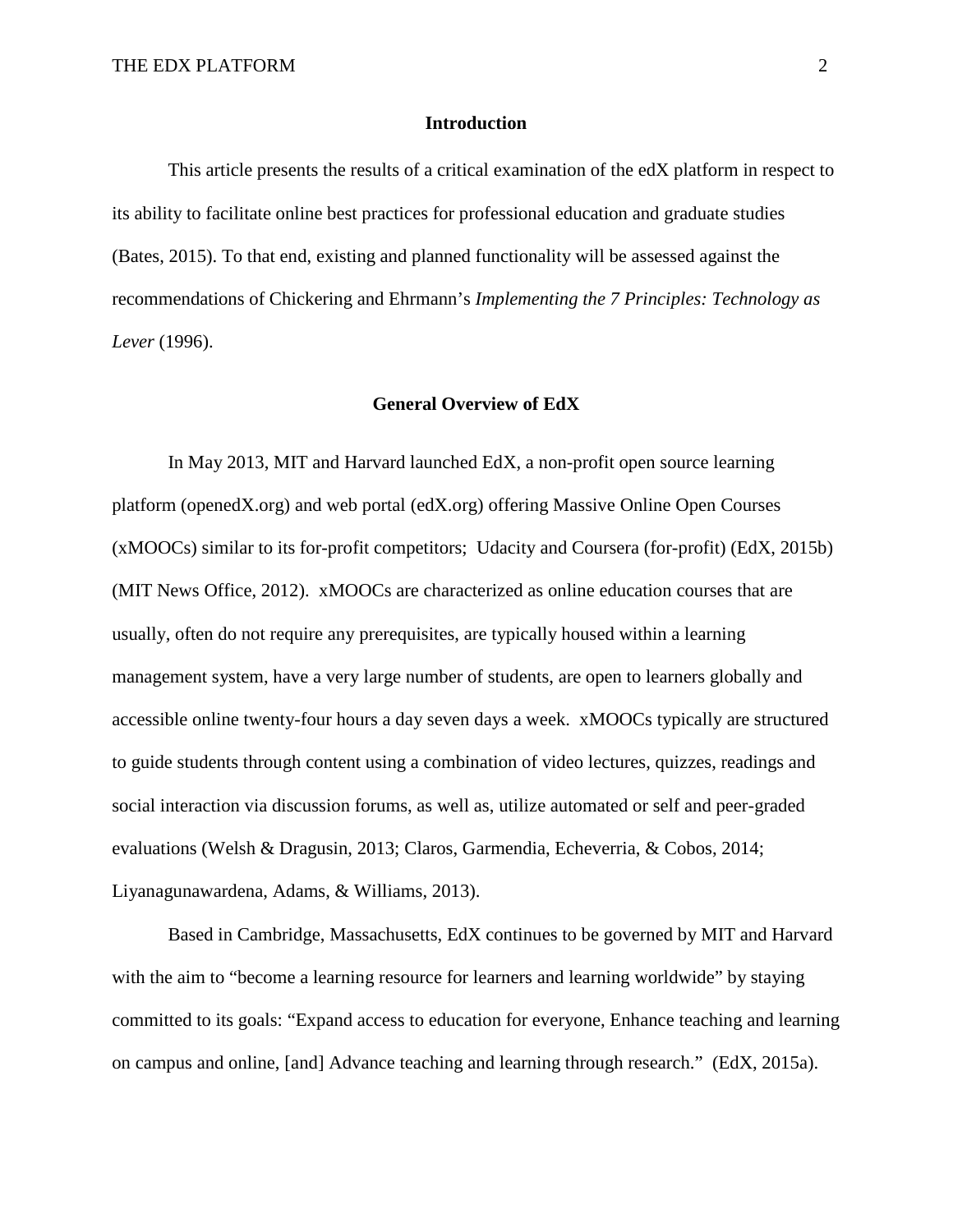## Introduction

This article presents the results of a critical examination of the edX platform in respect to its ability to facilitate online best practices for professional education and graduate studies (Bates, 2015). To that end, existing and planned functionality will be assessed against the recommendations of Chickering and Ehrmann's *Implementing the 7 Principles: Technology as Lever* (1996).

## General Overview of EdX

In May 2013, MIT and Harvard launched EdX, a non-profit open source learning platform (openedX.org) and web portal (edX.org) offering Massive Online Open Courses (xMOOCs) similar to its for-profit competitors; Udacity and Coursera (for-profit) (EdX, 2015b) (MIT News Office, 2012). xMOOCs are characterized as online education courses that are usually, often do not require any prerequisites, are typically housed within a learning management system, have a very large number of students, are open to learners globally and accessible online twenty-four hours a day seven days a week. xMOOCs typically are structured to guide students through content using a combination of video lectures, quizzes, readings and social interaction via discussion forums, as well as, utilize automated or self and peer-graded evaluations (Welsh & Dragusin, 2013; Claros, Garmendia, Echeverria, & Cobos, 2014; Liyanagunawardena, Adams, & Williams, 2013).

Based in Cambridge, Massachusetts, EdX continues to be governed by MIT and Harvard with the aim to "become a learning resource for learners and learning worldwide" by staying committed to its goals: "Expand access to education for everyone, Enhance teaching and learning on campus and online, [and] Advance teaching and learning through research." (EdX, 2015a).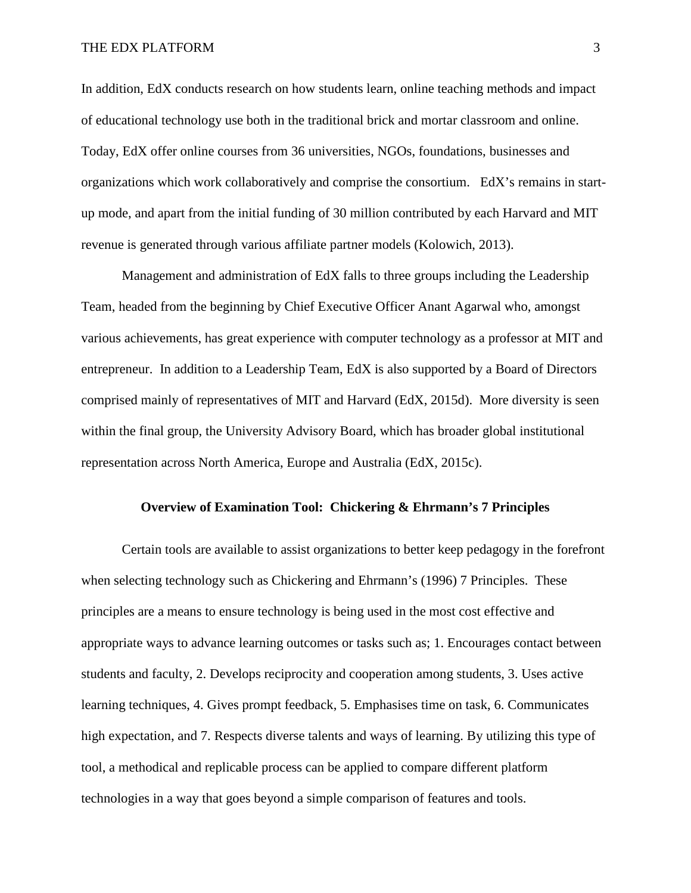In addition, EdX conducts research on how students learn, online teaching methods and impact of educational technology use both in the traditional brick and mortar classroom and online. Today, EdX offer online courses from 36 universities, NGOs, foundations, businesses and organizations which work collaboratively and comprise the consortium. EdX's remains in start-up mode, and apart from the initial funding of 30 million contributed by each Harvard and MIT revenue is generated through various affiliate partner models (Kolowich, 2013).

Management and administration of EdX falls to three groups including the Leadership Team, headed from the beginning by Chief Executive Officer Anant Agarwal who, amongst various achievements, has great experience with computer technology as a professor at MIT and entrepreneur. In addition to a Leadership Team, EdX is also supported by a Board of Directors comprised mainly of representatives of MIT and Harvard (EdX, 2015d). More diversity is seen within the final group, the University Advisory Board, which has broader global institutional representation across North America, Europe and Australia (EdX, 2015c).

## Overview of Examination Tool: Chickering & Ehrmann's 7 Principles

Certain tools are available to assist organizations to better keep pedagogy in the forefront when selecting technology such as Chickering and Ehrmann's (1996) 7 Principles. These principles are a means to ensure technology is being used in the most cost effective and appropriate ways to advance learning outcomes or tasks such as; 1. Encourages contact between students and faculty, 2. Develops reciprocity and cooperation among students, 3. Uses active learning techniques, 4. Gives prompt feedback, 5. Emphasises time on task, 6. Communicates high expectation, and 7. Respects diverse talents and ways of learning. By utilizing this type of tool, a methodical and replicable process can be applied to compare different platform technologies in a way that goes beyond a simple comparison of features and tools.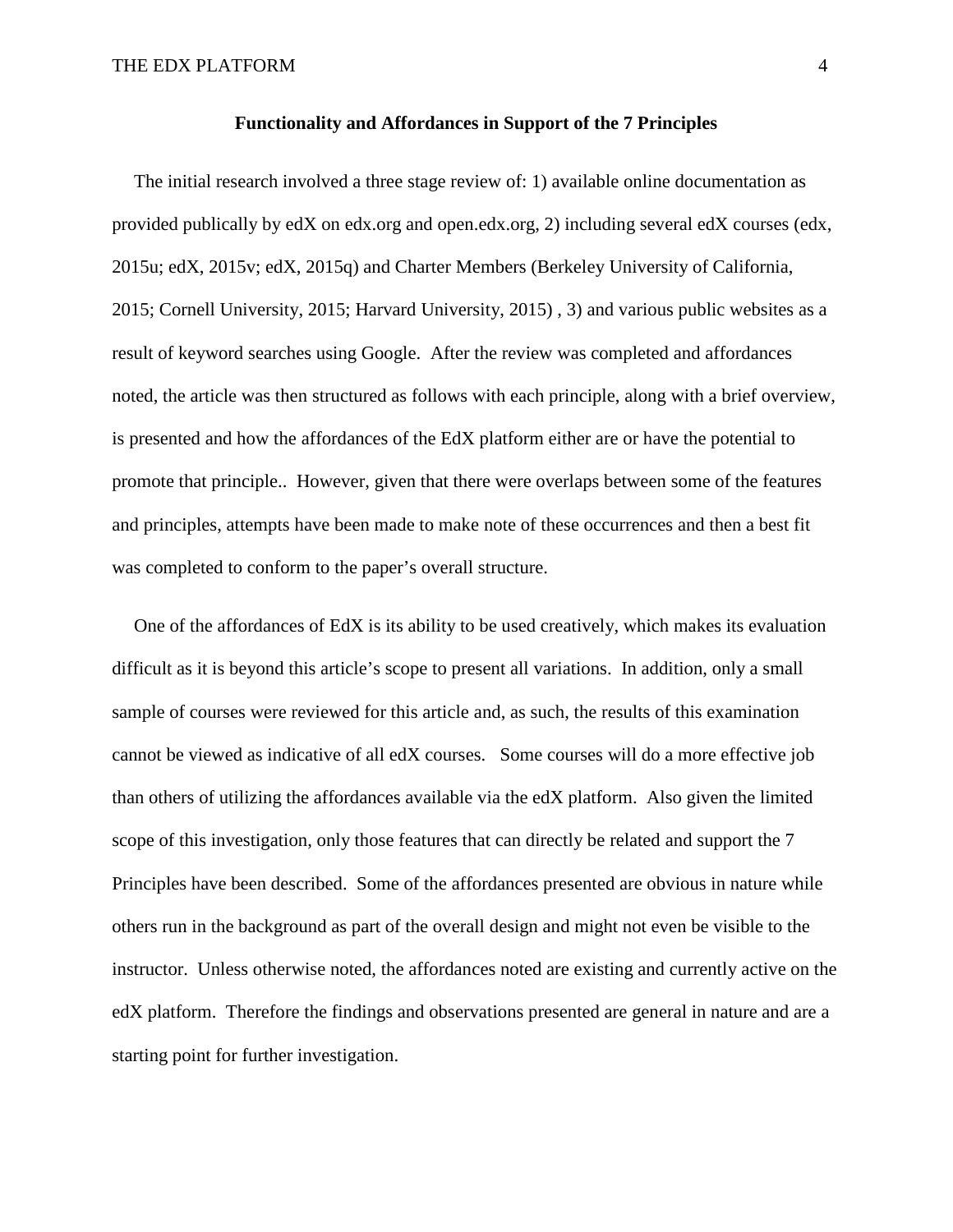**Functionality and Affordances in Support of the 7 Principles**

The initial research involved a three stage review of: 1) available online documentation as provided publically by edX on edx.org and open.edx.org, 2) including several edX courses (edx, 2015u; edX, 2015v; edX, 2015q) and Charter Members (Berkeley University of California, 2015; Cornell University, 2015; Harvard University, 2015) , 3) and various public websites as a result of keyword searches using Google. After the review was completed and affordances noted, the article was then structured as follows with each principle, along with a brief overview, is presented and how the affordances of the EdX platform either are or have the potential to promote that principle.. However, given that there were overlaps between some of the features and principles, attempts have been made to make note of these occurrences and then a best fit was completed to conform to the paper's overall structure.

One of the affordances of EdX is its ability to be used creatively, which makes its evaluation difficult as it is beyond this article's scope to present all variations. In addition, only a small sample of courses were reviewed for this article and, as such, the results of this examination cannot be viewed as indicative of all edX courses. Some courses will do a more effective job than others of utilizing the affordances available via the edX platform. Also given the limited scope of this investigation, only those features that can directly be related and support the 7 Principles have been described. Some of the affordances presented are obvious in nature while others run in the background as part of the overall design and might not even be visible to the instructor. Unless otherwise noted, the affordances noted are existing and currently active on the edX platform. Therefore the findings and observations presented are general in nature and are a starting point for further investigation.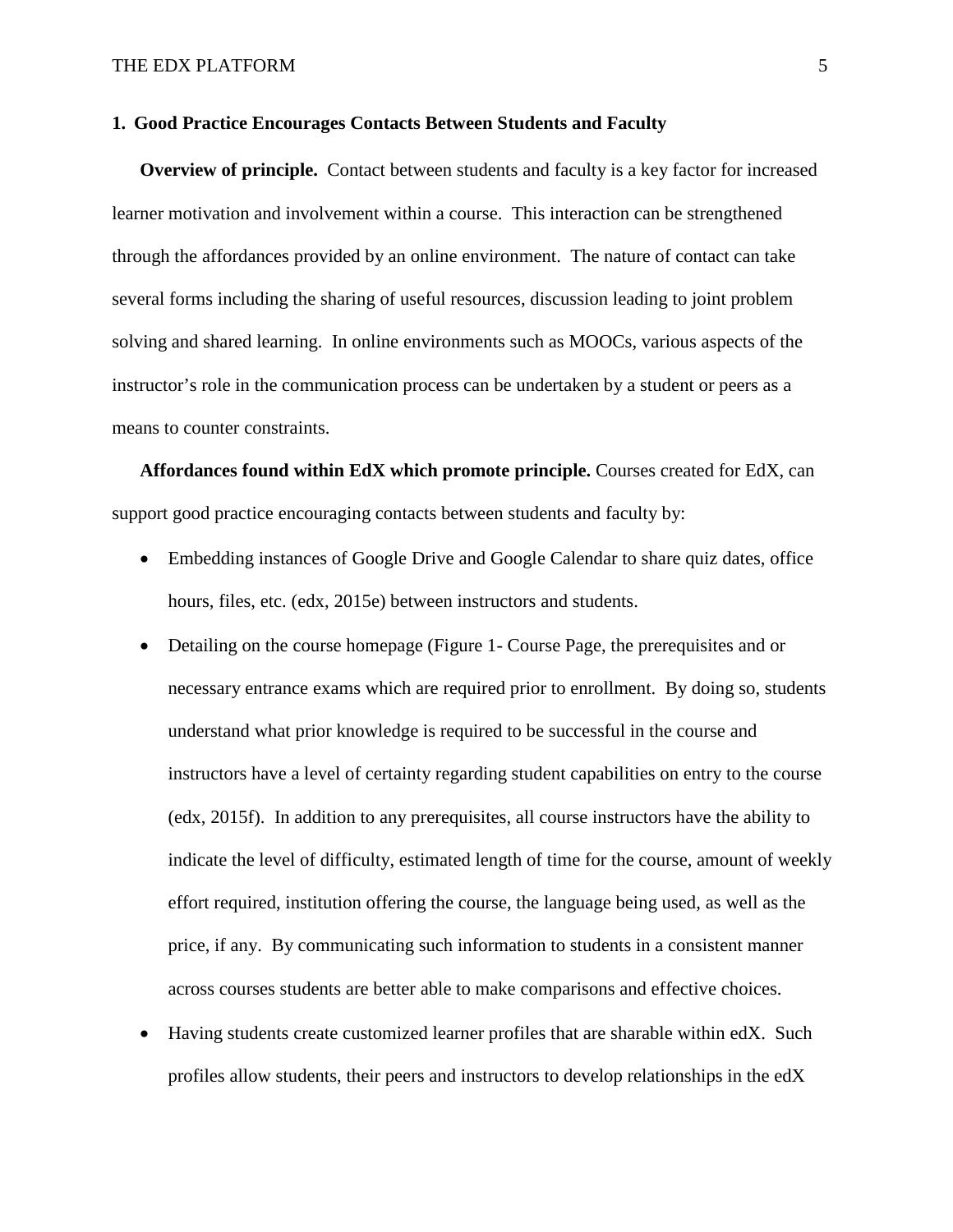## 1. Good Practice Encourages Contacts Between Students and Faculty

**Overview of principle.** Contact between students and faculty is a key factor for increased learner motivation and involvement within a course. This interaction can be strengthened through the affordances provided by an online environment. The nature of contact can take several forms including the sharing of useful resources, discussion leading to joint problem solving and shared learning. In online environments such as MOOCs, various aspects of the instructor's role in the communication process can be undertaken by a student or peers as a means to counter constraints.

**Affordances found within EdX which promote principle.** Courses created for EdX, can support good practice encouraging contacts between students and faculty by:

- Embedding instances of Google Drive and Google Calendar to share quiz dates, office hours, files, etc. (edx, 2015e) between instructors and students.
- Detailing on the course homepage (Figure 1- Course Page, the prerequisites and or necessary entrance exams which are required prior to enrollment. By doing so, students understand what prior knowledge is required to be successful in the course and instructors have a level of certainty regarding student capabilities on entry to the course (edx, 2015f). In addition to any prerequisites, all course instructors have the ability to indicate the level of difficulty, estimated length of time for the course, amount of weekly effort required, institution offering the course, the language being used, as well as the price, if any. By communicating such information to students in a consistent manner across courses students are better able to make comparisons and effective choices.
- Having students create customized learner profiles that are sharable within edX. Such profiles allow students, their peers and instructors to develop relationships in the edX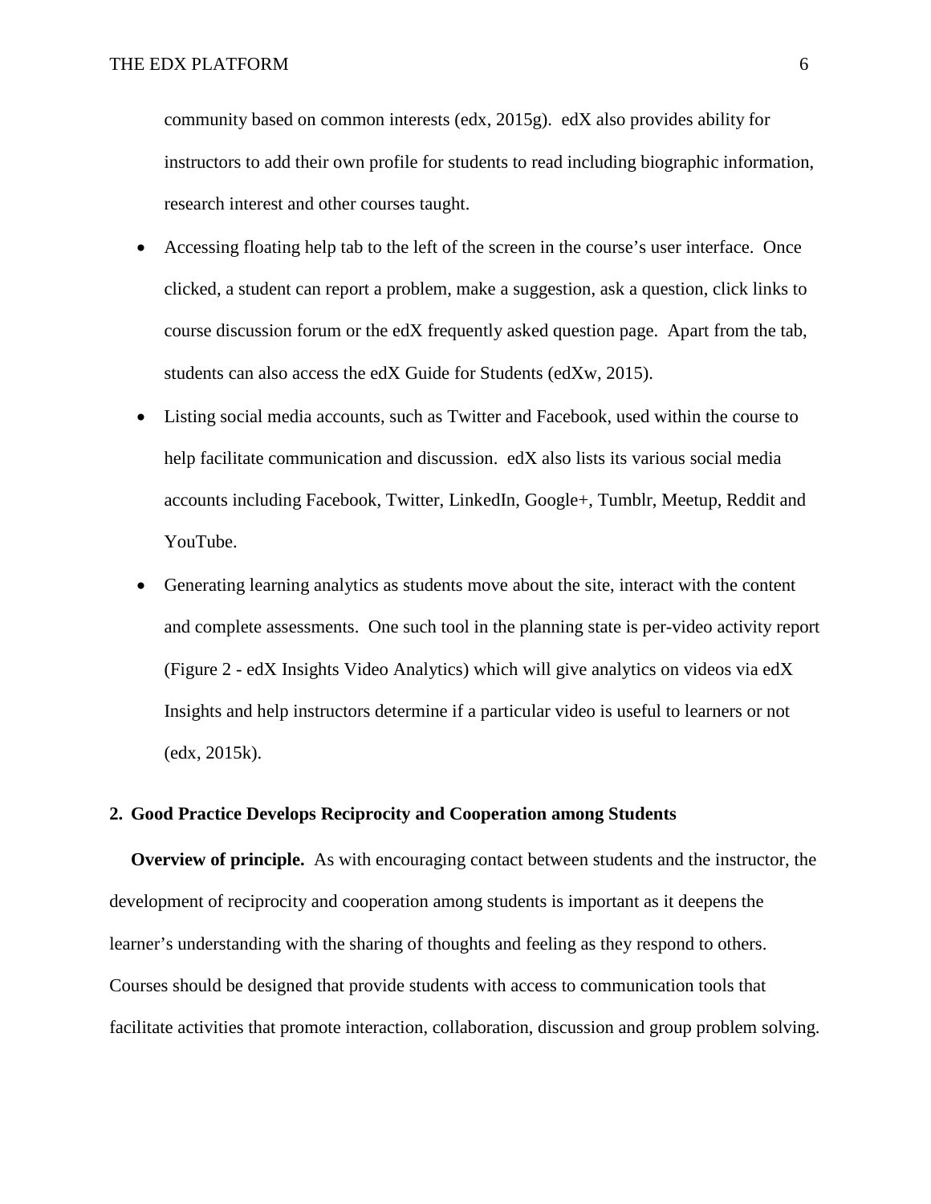community based on common interests (edx, 2015g). edX also provides ability for instructors to add their own profile for students to read including biographic information, research interest and other courses taught.

- Accessing floating help tab to the left of the screen in the course's user interface. Once clicked, a student can report a problem, make a suggestion, ask a question, click links to course discussion forum or the edX frequently asked question page. Apart from the tab, students can also access the edX Guide for Students (edXw, 2015).
- Listing social media accounts, such as Twitter and Facebook, used within the course to help facilitate communication and discussion. edX also lists its various social media accounts including Facebook, Twitter, LinkedIn, Google+, Tumblr, Meetup, Reddit and YouTube.
- Generating learning analytics as students move about the site, interact with the content and complete assessments. One such tool in the planning state is per-video activity report (Figure 2 - edX Insights Video Analytics) which will give analytics on videos via edX Insights and help instructors determine if a particular video is useful to learners or not (edx, 2015k).

## 2. Good Practice Develops Reciprocity and Cooperation among Students

**Overview of principle.** As with encouraging contact between students and the instructor, the development of reciprocity and cooperation among students is important as it deepens the learner's understanding with the sharing of thoughts and feeling as they respond to others. Courses should be designed that provide students with access to communication tools that facilitate activities that promote interaction, collaboration, discussion and group problem solving.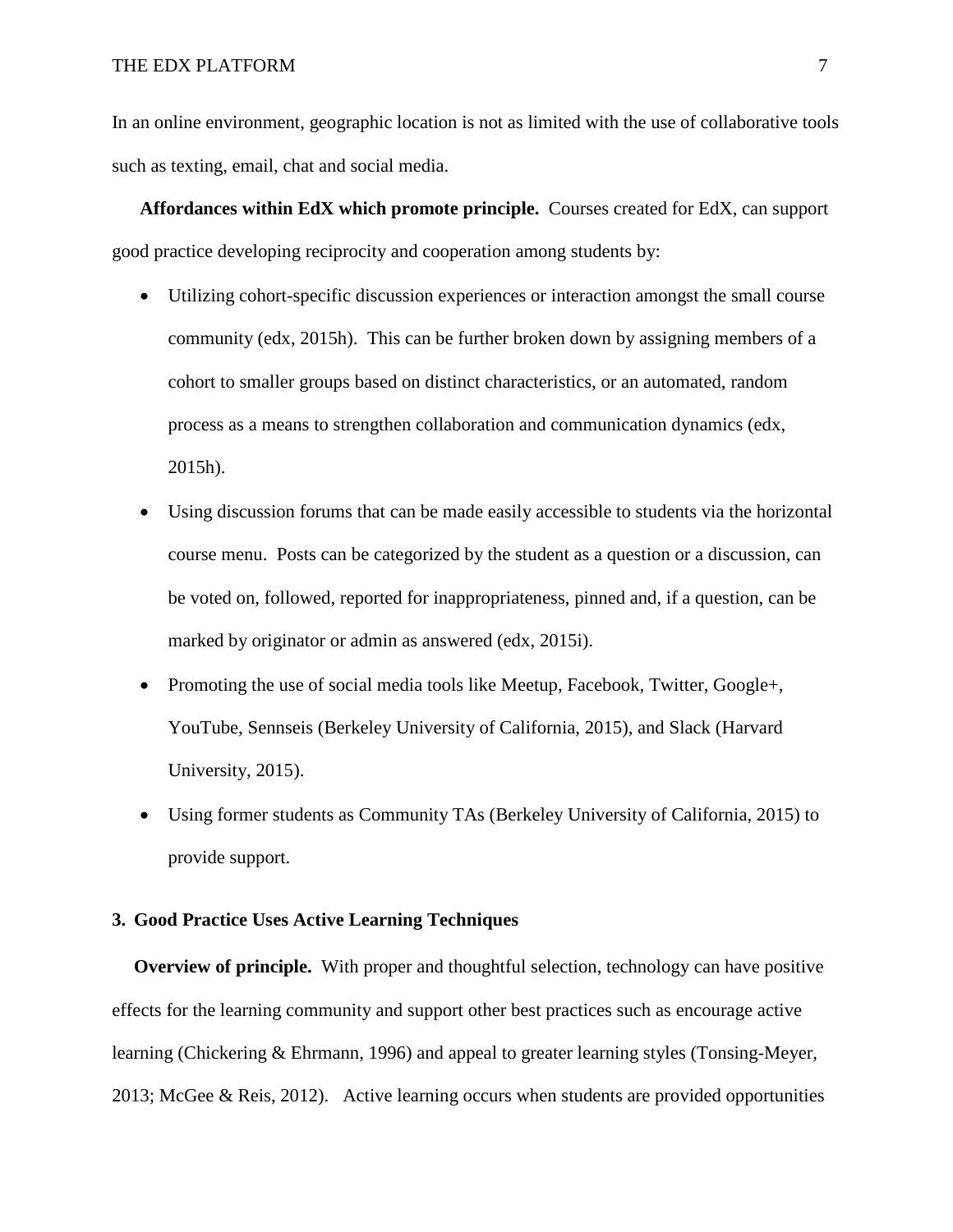In an online environment, geographic location is not as limited with the use of collaborative tools such as texting, email, chat and social media.

**Affordances within EdX which promote principle.** Courses created for EdX, can support good practice developing reciprocity and cooperation among students by:

- Utilizing cohort-specific discussion experiences or interaction amongst the small course community (edx, 2015h). This can be further broken down by assigning members of a cohort to smaller groups based on distinct characteristics, or an automated, random process as a means to strengthen collaboration and communication dynamics (edx, 2015h).
- Using discussion forums that can be made easily accessible to students via the horizontal course menu. Posts can be categorized by the student as a question or a discussion, can be voted on, followed, reported for inappropriateness, pinned and, if a question, can be marked by originator or admin as answered (edx, 2015i).
- Promoting the use of social media tools like Meetup, Facebook, Twitter, Google+, YouTube, Sennseis (Berkeley University of California, 2015), and Slack (Harvard University, 2015).
- Using former students as Community TAs (Berkeley University of California, 2015) to provide support.

### 3. Good Practice Uses Active Learning Techniques

**Overview of principle.** With proper and thoughtful selection, technology can have positive effects for the learning community and support other best practices such as encourage active learning (Chickering & Ehrmann, 1996) and appeal to greater learning styles (Tonsing-Meyer, 2013; McGee & Reis, 2012). Active learning occurs when students are provided opportunities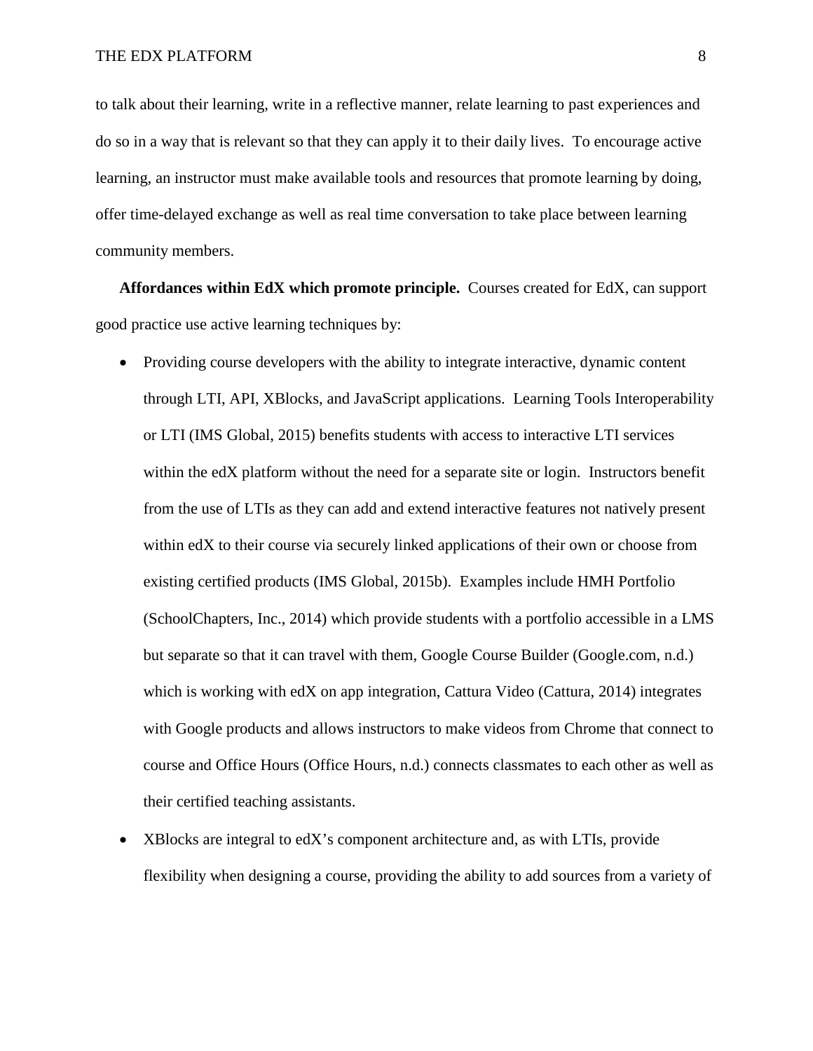to talk about their learning, write in a reflective manner, relate learning to past experiences and do so in a way that is relevant so that they can apply it to their daily lives. To encourage active learning, an instructor must make available tools and resources that promote learning by doing, offer time-delayed exchange as well as real time conversation to take place between learning community members.

**Affordances within EdX which promote principle.** Courses created for EdX, can support good practice use active learning techniques by:

- Providing course developers with the ability to integrate interactive, dynamic content through LTI, API, XBlocks, and JavaScript applications. Learning Tools Interoperability or LTI (IMS Global, 2015) benefits students with access to interactive LTI services within the edX platform without the need for a separate site or login. Instructors benefit from the use of LTIs as they can add and extend interactive features not natively present within edX to their course via securely linked applications of their own or choose from existing certified products (IMS Global, 2015b). Examples include HMH Portfolio (SchoolChapters, Inc., 2014) which provide students with a portfolio accessible in a LMS but separate so that it can travel with them, Google Course Builder (Google.com, n.d.) which is working with edX on app integration, Cattura Video (Cattura, 2014) integrates with Google products and allows instructors to make videos from Chrome that connect to course and Office Hours (Office Hours, n.d.) connects classmates to each other as well as their certified teaching assistants.
- XBlocks are integral to edX's component architecture and, as with LTIs, provide flexibility when designing a course, providing the ability to add sources from a variety of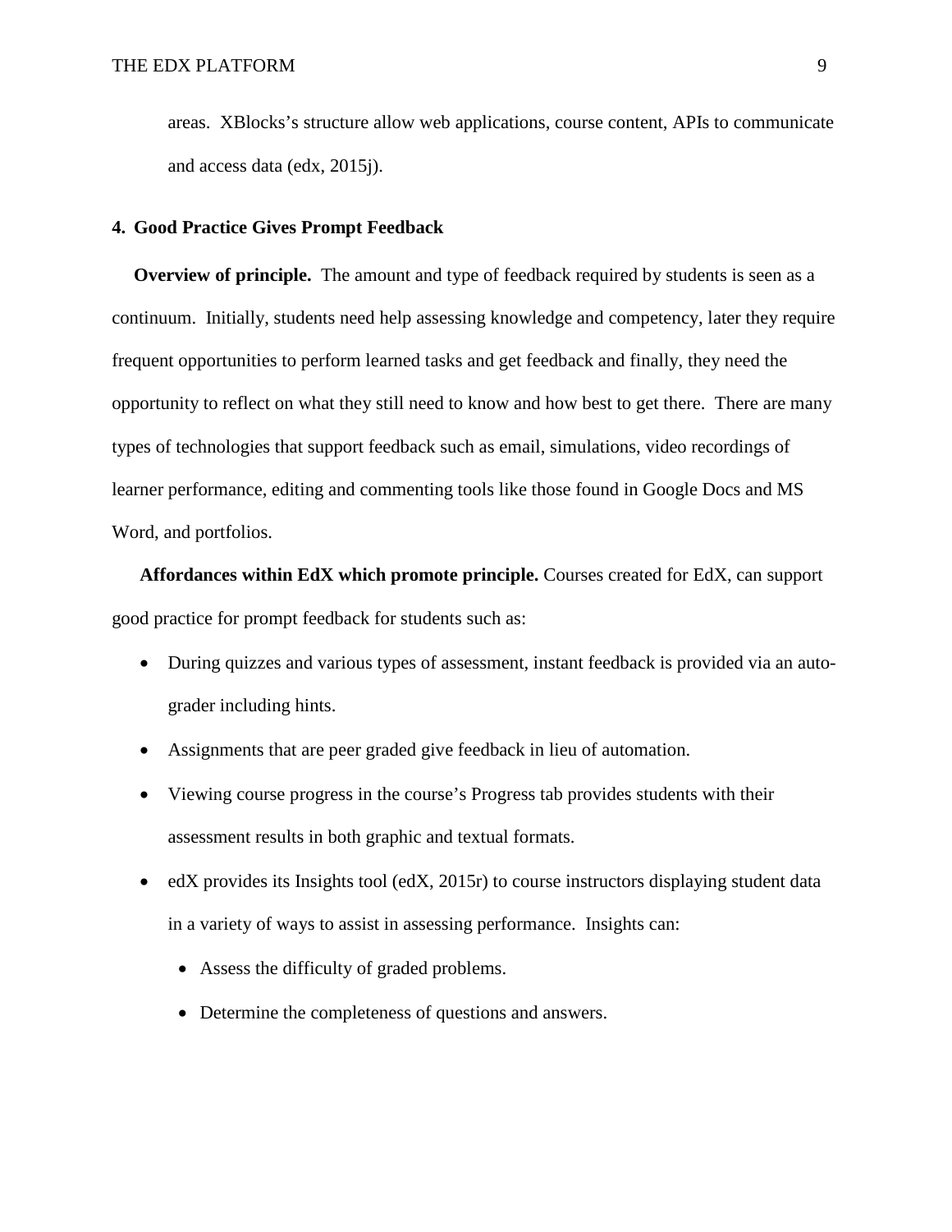areas. XBlocks's structure allow web applications, course content, APIs to communicate and access data (edx, 2015j).

## 4. Good Practice Gives Prompt Feedback

**Overview of principle.** The amount and type of feedback required by students is seen as a continuum. Initially, students need help assessing knowledge and competency, later they require frequent opportunities to perform learned tasks and get feedback and finally, they need the opportunity to reflect on what they still need to know and how best to get there. There are many types of technologies that support feedback such as email, simulations, video recordings of learner performance, editing and commenting tools like those found in Google Docs and MS Word, and portfolios.

**Affordances within EdX which promote principle.** Courses created for EdX, can support good practice for prompt feedback for students such as:

- During quizzes and various types of assessment, instant feedback is provided via an auto-grader including hints.
- Assignments that are peer graded give feedback in lieu of automation.
- Viewing course progress in the course's Progress tab provides students with their assessment results in both graphic and textual formats.
- edX provides its Insights tool (edX, 2015r) to course instructors displaying student data in a variety of ways to assist in assessing performance. Insights can:
  - Assess the difficulty of graded problems.
  - Determine the completeness of questions and answers.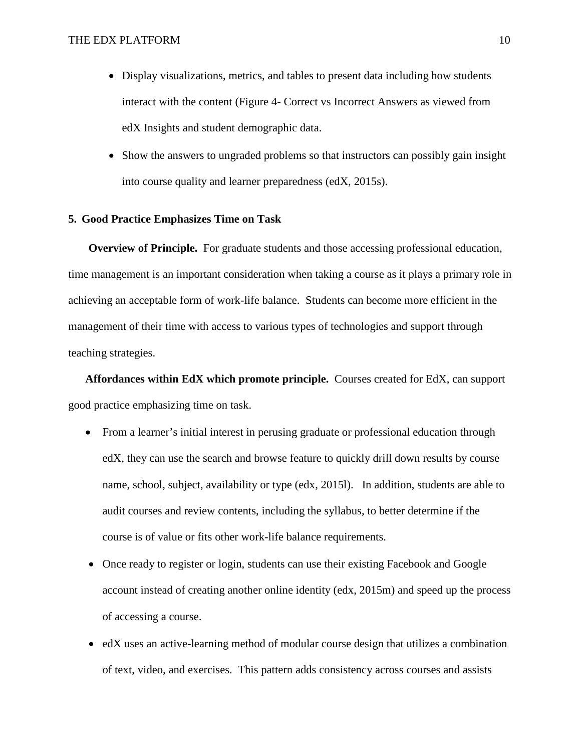- Display visualizations, metrics, and tables to present data including how students interact with the content (Figure 4- Correct vs Incorrect Answers as viewed from edX Insights and student demographic data.
- Show the answers to ungraded problems so that instructors can possibly gain insight into course quality and learner preparedness (edX, 2015s).

## 5. Good Practice Emphasizes Time on Task

**Overview of Principle.** For graduate students and those accessing professional education, time management is an important consideration when taking a course as it plays a primary role in achieving an acceptable form of work-life balance. Students can become more efficient in the management of their time with access to various types of technologies and support through teaching strategies.

**Affordances within EdX which promote principle.** Courses created for EdX, can support good practice emphasizing time on task.

- From a learner's initial interest in perusing graduate or professional education through edX, they can use the search and browse feature to quickly drill down results by course name, school, subject, availability or type (edx, 2015l). In addition, students are able to audit courses and review contents, including the syllabus, to better determine if the course is of value or fits other work-life balance requirements.
- Once ready to register or login, students can use their existing Facebook and Google account instead of creating another online identity (edx, 2015m) and speed up the process of accessing a course.
- edX uses an active-learning method of modular course design that utilizes a combination of text, video, and exercises. This pattern adds consistency across courses and assists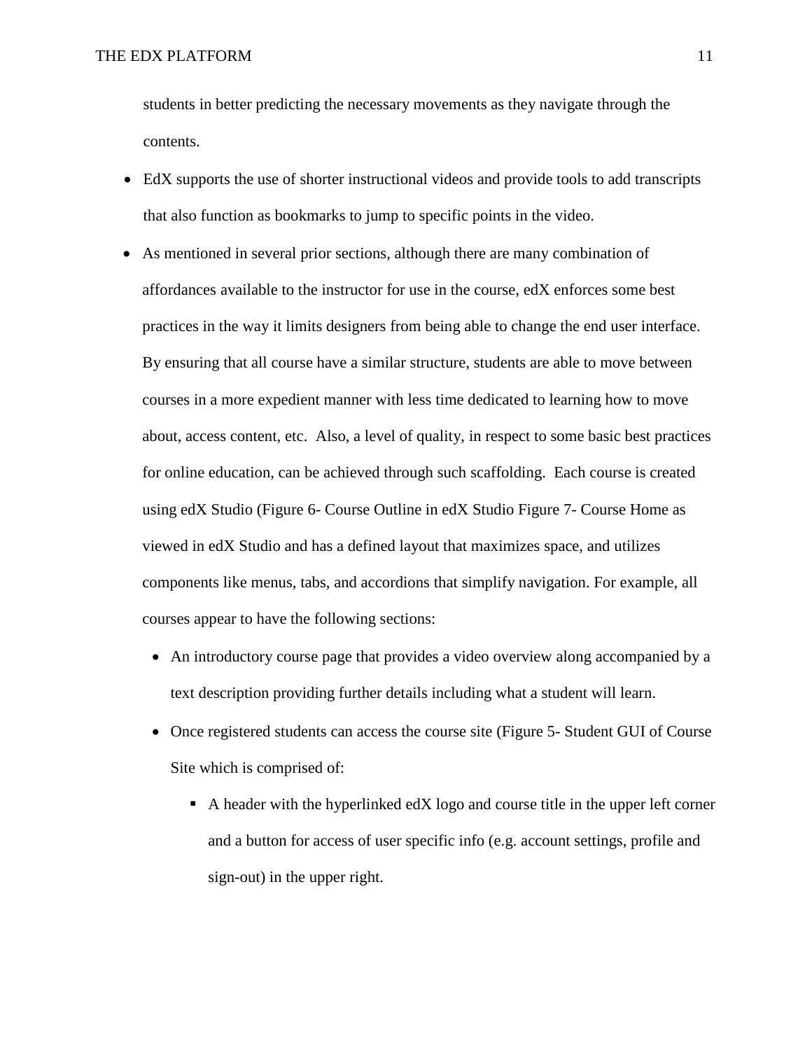students in better predicting the necessary movements as they navigate through the contents.

- EdX supports the use of shorter instructional videos and provide tools to add transcripts that also function as bookmarks to jump to specific points in the video.
- As mentioned in several prior sections, although there are many combination of affordances available to the instructor for use in the course, edX enforces some best practices in the way it limits designers from being able to change the end user interface. By ensuring that all course have a similar structure, students are able to move between courses in a more expedient manner with less time dedicated to learning how to move about, access content, etc. Also, a level of quality, in respect to some basic best practices for online education, can be achieved through such scaffolding. Each course is created using edX Studio (Figure 6- Course Outline in edX Studio Figure 7- Course Home as viewed in edX Studio and has a defined layout that maximizes space, and utilizes components like menus, tabs, and accordions that simplify navigation. For example, all courses appear to have the following sections:
    - An introductory course page that provides a video overview along accompanied by a text description providing further details including what a student will learn.
    - Once registered students can access the course site (Figure 5- Student GUI of Course Site which is comprised of:
        - A header with the hyperlinked edX logo and course title in the upper left corner and a button for access of user specific info (e.g. account settings, profile and sign-out) in the upper right.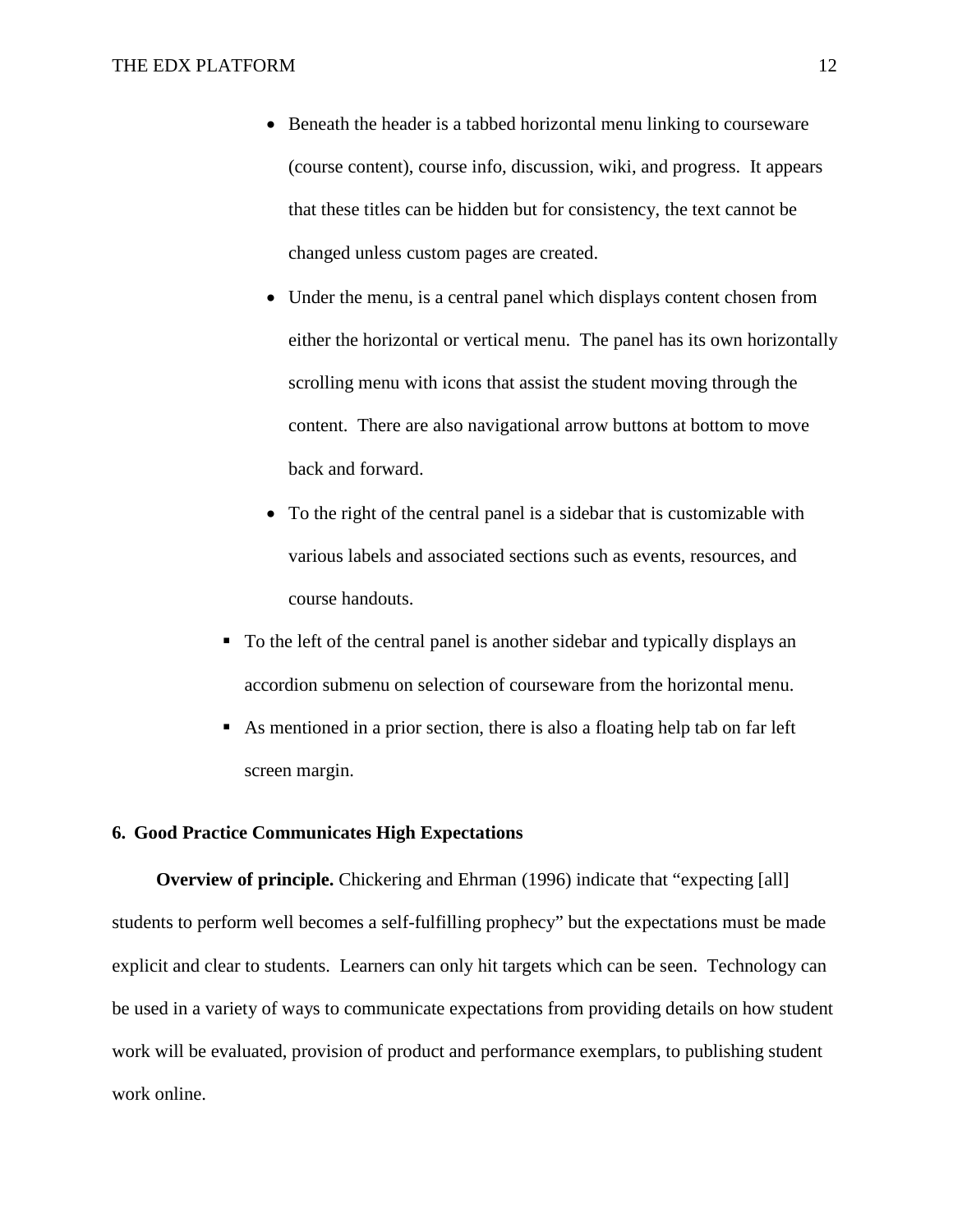- Beneath the header is a tabbed horizontal menu linking to courseware (course content), course info, discussion, wiki, and progress. It appears that these titles can be hidden but for consistency, the text cannot be changed unless custom pages are created.
- Under the menu, is a central panel which displays content chosen from either the horizontal or vertical menu. The panel has its own horizontally scrolling menu with icons that assist the student moving through the content. There are also navigational arrow buttons at bottom to move back and forward.
- To the right of the central panel is a sidebar that is customizable with various labels and associated sections such as events, resources, and course handouts.

- To the left of the central panel is another sidebar and typically displays an accordion submenu on selection of courseware from the horizontal menu.
- As mentioned in a prior section, there is also a floating help tab on far left screen margin.

### 6. Good Practice Communicates High Expectations

**Overview of principle.** Chickering and Ehrman (1996) indicate that "expecting [all] students to perform well becomes a self-fulfilling prophecy" but the expectations must be made explicit and clear to students. Learners can only hit targets which can be seen. Technology can be used in a variety of ways to communicate expectations from providing details on how student work will be evaluated, provision of product and performance exemplars, to publishing student work online.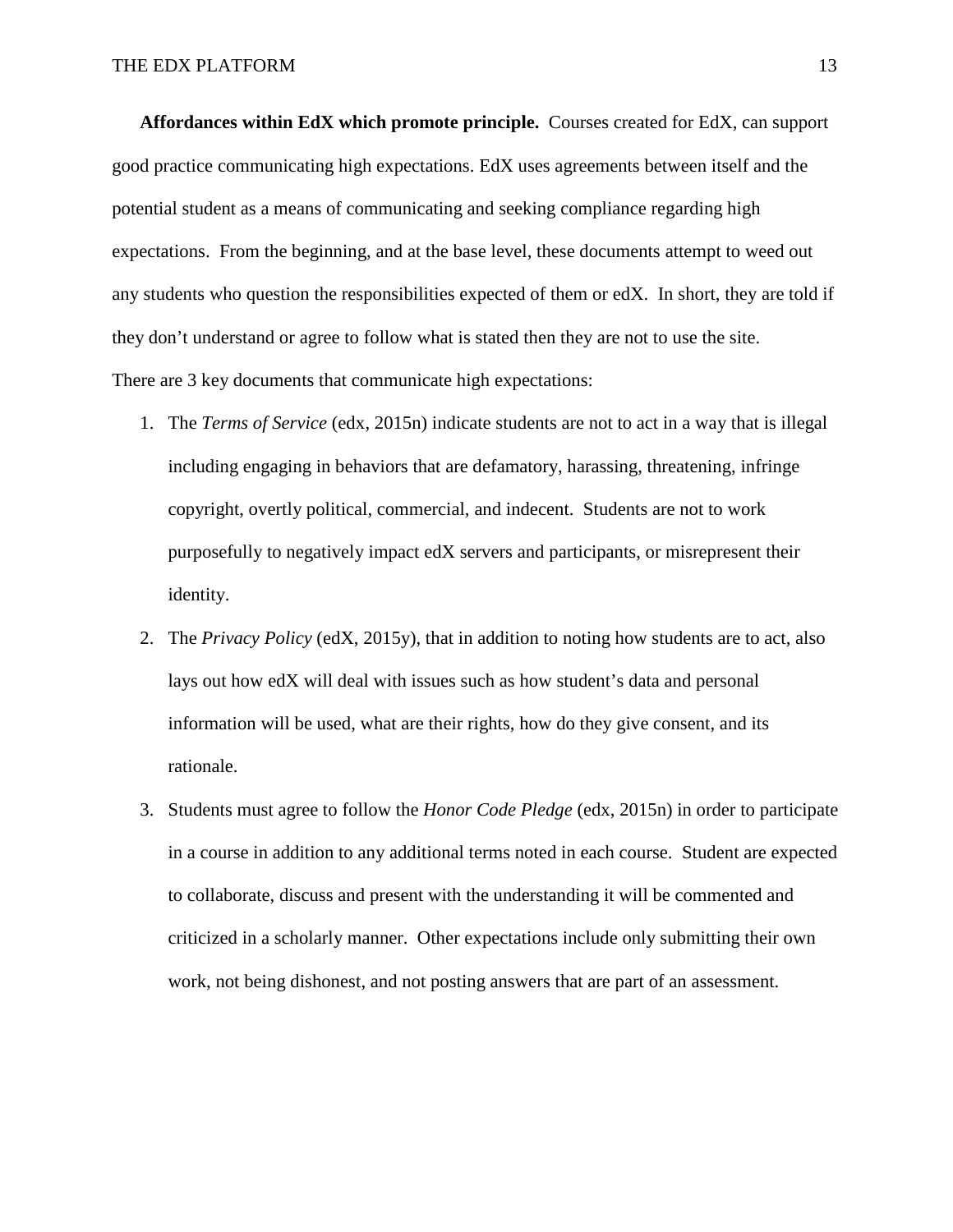**Affordances within EdX which promote principle.** Courses created for EdX, can support good practice communicating high expectations. EdX uses agreements between itself and the potential student as a means of communicating and seeking compliance regarding high expectations. From the beginning, and at the base level, these documents attempt to weed out any students who question the responsibilities expected of them or edX. In short, they are told if they don't understand or agree to follow what is stated then they are not to use the site.

There are 3 key documents that communicate high expectations:

1. The *Terms of Service* (edx, 2015n) indicate students are not to act in a way that is illegal including engaging in behaviors that are defamatory, harassing, threatening, infringe copyright, overtly political, commercial, and indecent. Students are not to work purposefully to negatively impact edX servers and participants, or misrepresent their identity.
2. The *Privacy Policy* (edX, 2015y), that in addition to noting how students are to act, also lays out how edX will deal with issues such as how student's data and personal information will be used, what are their rights, how do they give consent, and its rationale.
3. Students must agree to follow the *Honor Code Pledge* (edx, 2015n) in order to participate in a course in addition to any additional terms noted in each course. Student are expected to collaborate, discuss and present with the understanding it will be commented and criticized in a scholarly manner. Other expectations include only submitting their own work, not being dishonest, and not posting answers that are part of an assessment.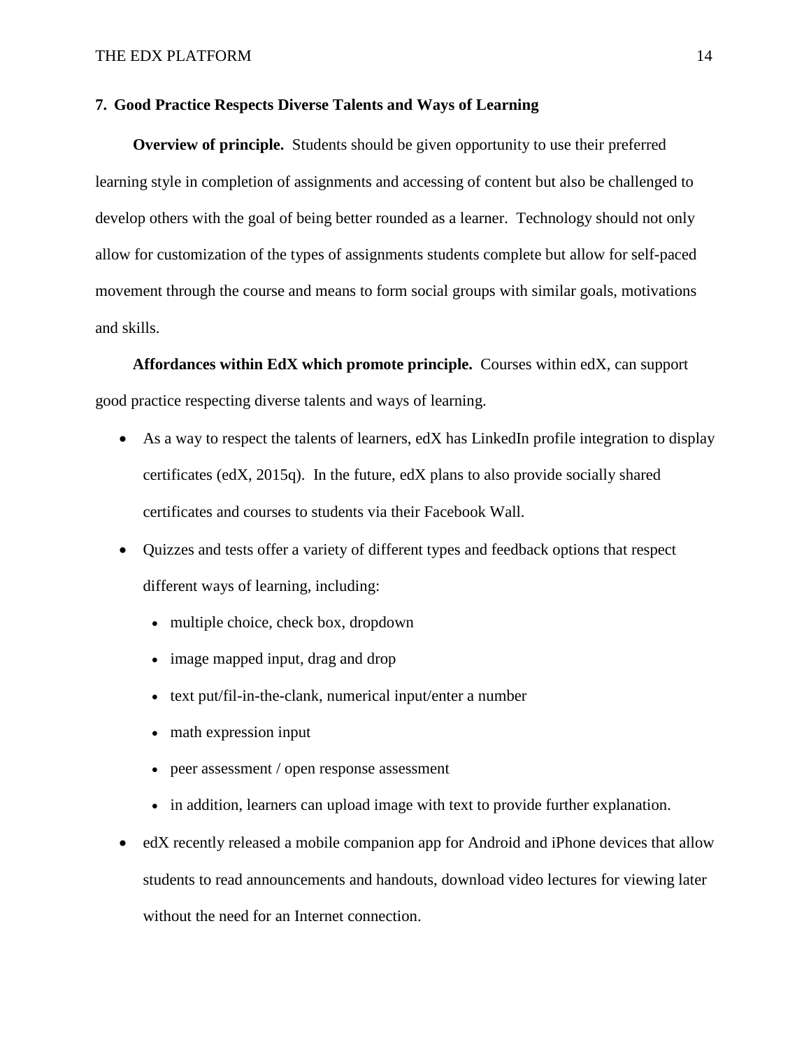**7. Good Practice Respects Diverse Talents and Ways of Learning**

**Overview of principle.** Students should be given opportunity to use their preferred learning style in completion of assignments and accessing of content but also be challenged to develop others with the goal of being better rounded as a learner. Technology should not only allow for customization of the types of assignments students complete but allow for self-paced movement through the course and means to form social groups with similar goals, motivations and skills.

**Affordances within EdX which promote principle.** Courses within edX, can support good practice respecting diverse talents and ways of learning.

- As a way to respect the talents of learners, edX has LinkedIn profile integration to display certificates (edX, 2015q). In the future, edX plans to also provide socially shared certificates and courses to students via their Facebook Wall.
- Quizzes and tests offer a variety of different types and feedback options that respect different ways of learning, including:
  - multiple choice, check box, dropdown
  - image mapped input, drag and drop
  - text put/fil-in-the-clank, numerical input/enter a number
  - math expression input
  - peer assessment / open response assessment
  - in addition, learners can upload image with text to provide further explanation.
- edX recently released a mobile companion app for Android and iPhone devices that allow students to read announcements and handouts, download video lectures for viewing later without the need for an Internet connection.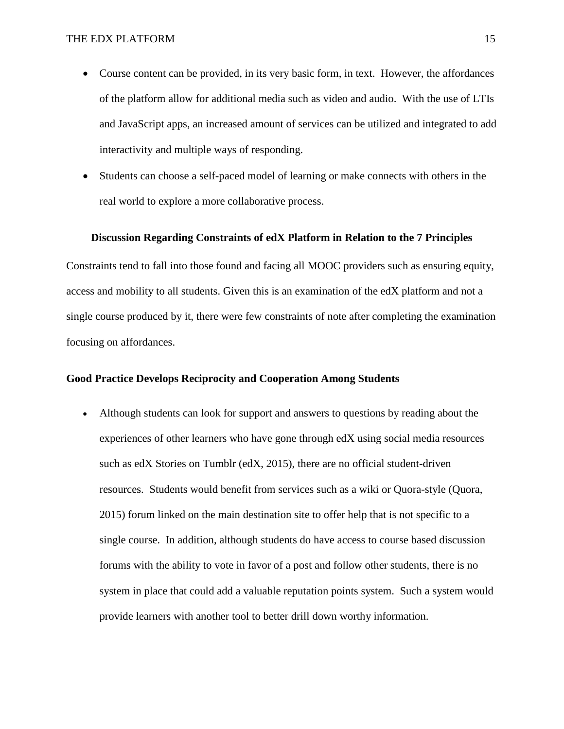- Course content can be provided, in its very basic form, in text. However, the affordances of the platform allow for additional media such as video and audio. With the use of LTIs and JavaScript apps, an increased amount of services can be utilized and integrated to add interactivity and multiple ways of responding.
- Students can choose a self-paced model of learning or make connects with others in the real world to explore a more collaborative process.

## Discussion Regarding Constraints of edX Platform in Relation to the 7 Principles

Constraints tend to fall into those found and facing all MOOC providers such as ensuring equity, access and mobility to all students. Given this is an examination of the edX platform and not a single course produced by it, there were few constraints of note after completing the examination focusing on affordances.

### Good Practice Develops Reciprocity and Cooperation Among Students

- Although students can look for support and answers to questions by reading about the experiences of other learners who have gone through edX using social media resources such as edX Stories on Tumblr (edX, 2015), there are no official student-driven resources. Students would benefit from services such as a wiki or Quora-style (Quora, 2015) forum linked on the main destination site to offer help that is not specific to a single course. In addition, although students do have access to course based discussion forums with the ability to vote in favor of a post and follow other students, there is no system in place that could add a valuable reputation points system. Such a system would provide learners with another tool to better drill down worthy information.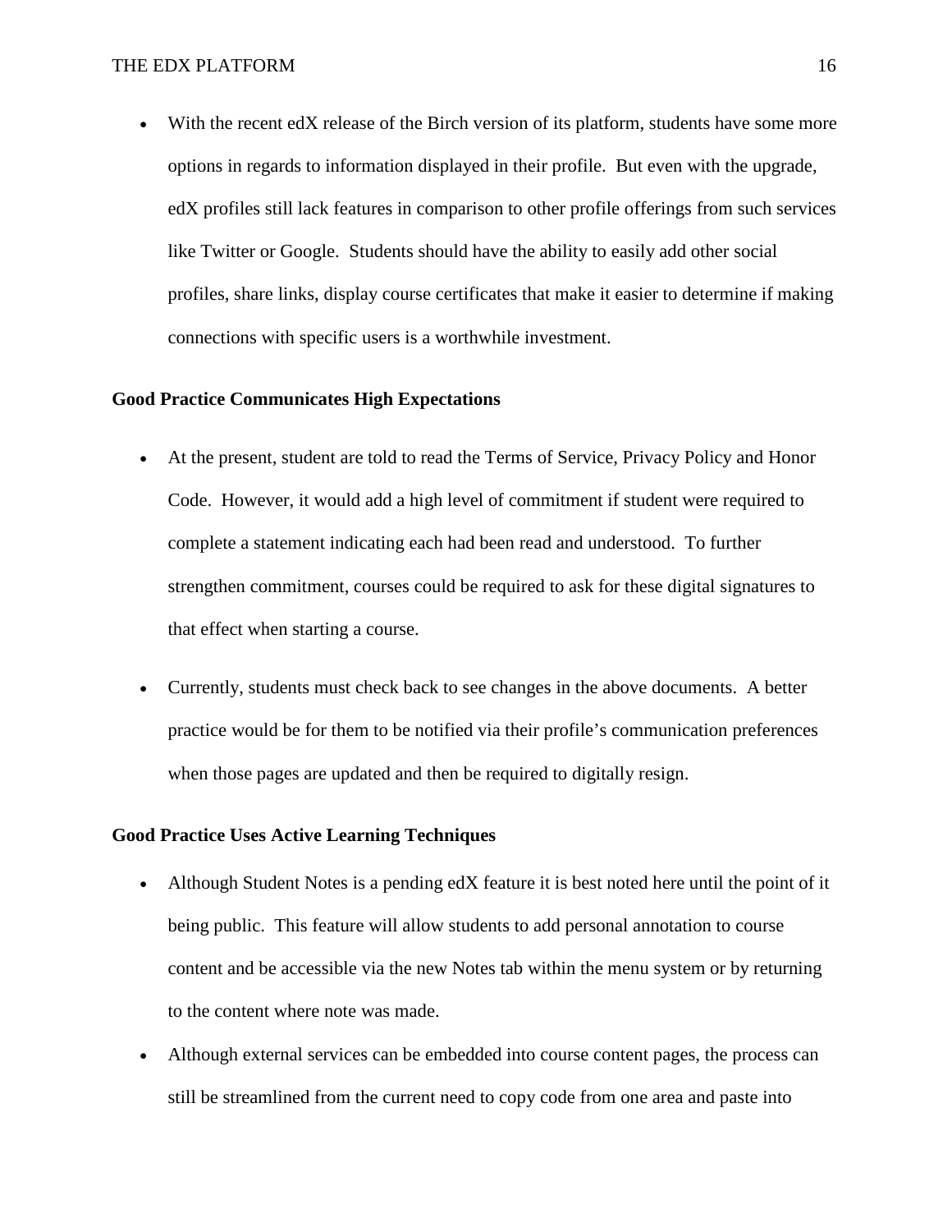- With the recent edX release of the Birch version of its platform, students have some more options in regards to information displayed in their profile. But even with the upgrade, edX profiles still lack features in comparison to other profile offerings from such services like Twitter or Google. Students should have the ability to easily add other social profiles, share links, display course certificates that make it easier to determine if making connections with specific users is a worthwhile investment.

**Good Practice Communicates High Expectations**

- At the present, student are told to read the Terms of Service, Privacy Policy and Honor Code. However, it would add a high level of commitment if student were required to complete a statement indicating each had been read and understood. To further strengthen commitment, courses could be required to ask for these digital signatures to that effect when starting a course.
- Currently, students must check back to see changes in the above documents. A better practice would be for them to be notified via their profile's communication preferences when those pages are updated and then be required to digitally resign.

**Good Practice Uses Active Learning Techniques**

- Although Student Notes is a pending edX feature it is best noted here until the point of it being public. This feature will allow students to add personal annotation to course content and be accessible via the new Notes tab within the menu system or by returning to the content where note was made.
- Although external services can be embedded into course content pages, the process can still be streamlined from the current need to copy code from one area and paste into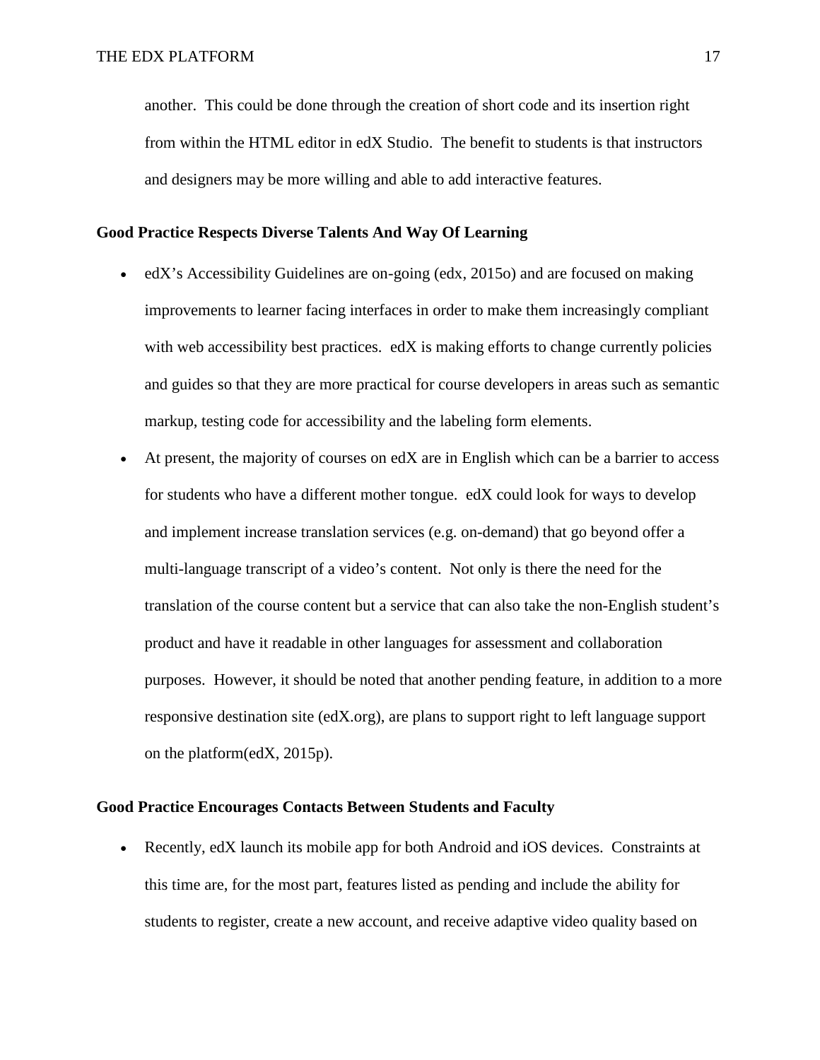another. This could be done through the creation of short code and its insertion right from within the HTML editor in edX Studio. The benefit to students is that instructors and designers may be more willing and able to add interactive features.

**Good Practice Respects Diverse Talents And Way Of Learning**

- edX's Accessibility Guidelines are on-going (edx, 2015o) and are focused on making improvements to learner facing interfaces in order to make them increasingly compliant with web accessibility best practices. edX is making efforts to change currently policies and guides so that they are more practical for course developers in areas such as semantic markup, testing code for accessibility and the labeling form elements.
- At present, the majority of courses on edX are in English which can be a barrier to access for students who have a different mother tongue. edX could look for ways to develop and implement increase translation services (e.g. on-demand) that go beyond offer a multi-language transcript of a video's content. Not only is there the need for the translation of the course content but a service that can also take the non-English student's product and have it readable in other languages for assessment and collaboration purposes. However, it should be noted that another pending feature, in addition to a more responsive destination site (edX.org), are plans to support right to left language support on the platform(edX, 2015p).

**Good Practice Encourages Contacts Between Students and Faculty**

- Recently, edX launch its mobile app for both Android and iOS devices. Constraints at this time are, for the most part, features listed as pending and include the ability for students to register, create a new account, and receive adaptive video quality based on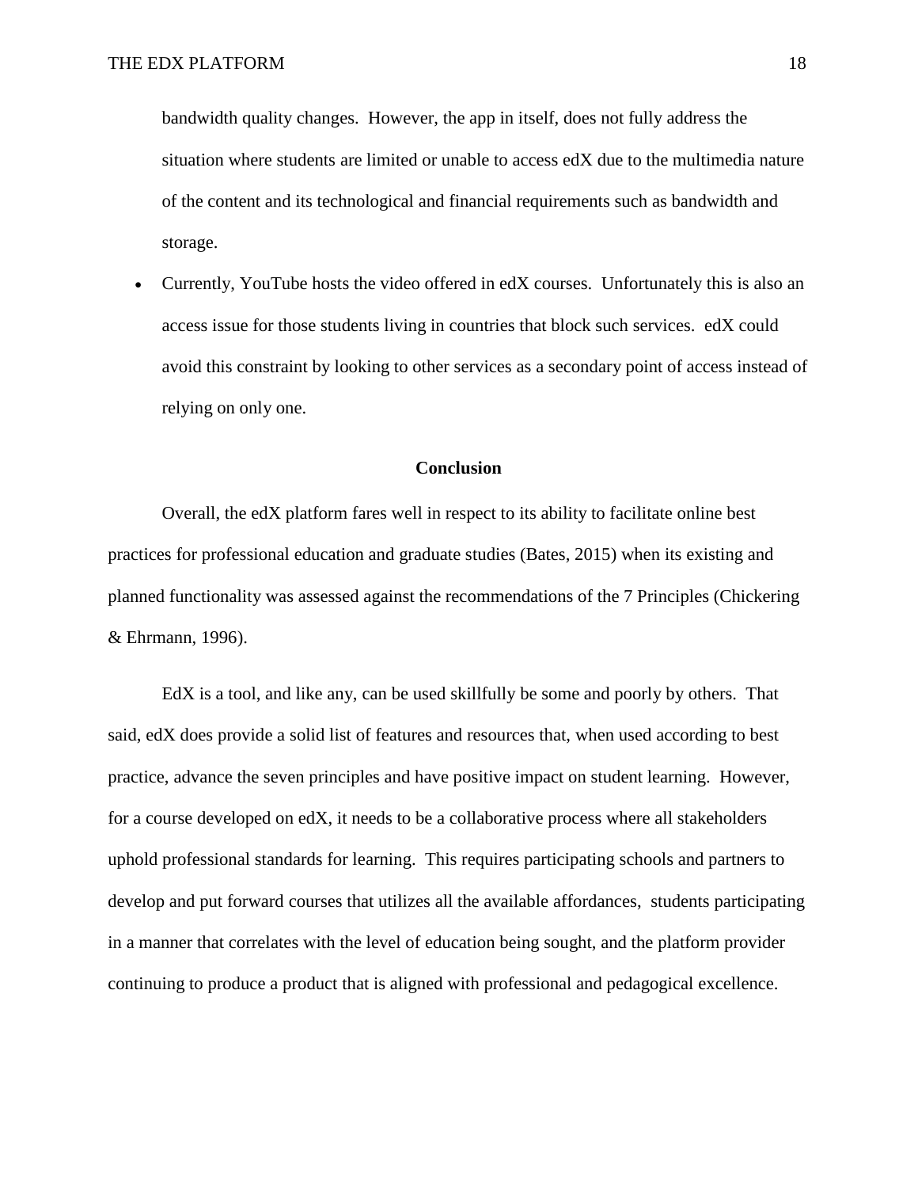bandwidth quality changes. However, the app in itself, does not fully address the situation where students are limited or unable to access edX due to the multimedia nature of the content and its technological and financial requirements such as bandwidth and storage.

- Currently, YouTube hosts the video offered in edX courses. Unfortunately this is also an access issue for those students living in countries that block such services. edX could avoid this constraint by looking to other services as a secondary point of access instead of relying on only one.

## Conclusion

Overall, the edX platform fares well in respect to its ability to facilitate online best practices for professional education and graduate studies (Bates, 2015) when its existing and planned functionality was assessed against the recommendations of the 7 Principles (Chickering & Ehrmann, 1996).

EdX is a tool, and like any, can be used skillfully be some and poorly by others. That said, edX does provide a solid list of features and resources that, when used according to best practice, advance the seven principles and have positive impact on student learning. However, for a course developed on edX, it needs to be a collaborative process where all stakeholders uphold professional standards for learning. This requires participating schools and partners to develop and put forward courses that utilizes all the available affordances, students participating in a manner that correlates with the level of education being sought, and the platform provider continuing to produce a product that is aligned with professional and pedagogical excellence.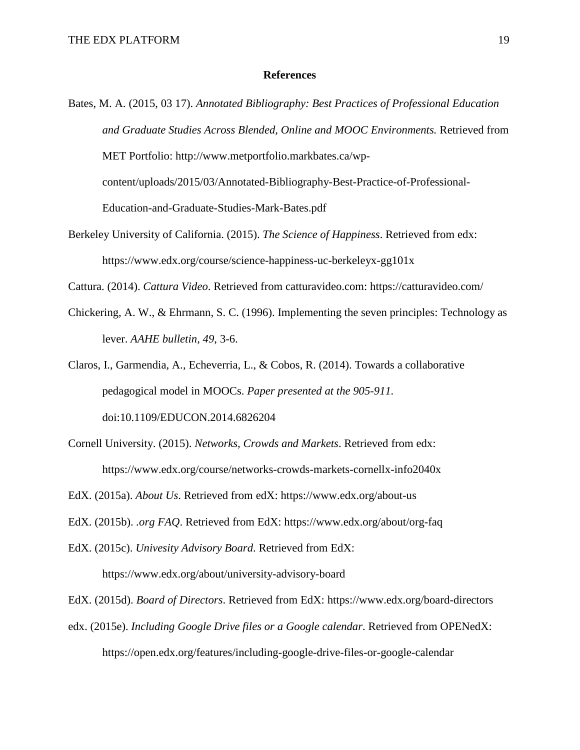**References**

Bates, M. A. (2015, 03 17). *Annotated Bibliography: Best Practices of Professional Education and Graduate Studies Across Blended, Online and MOOC Environments.* Retrieved from MET Portfolio: http://www.metportfolio.markbates.ca/wp-content/uploads/2015/03/Annotated-Bibliography-Best-Practice-of-Professional-Education-and-Graduate-Studies-Mark-Bates.pdf

Berkeley University of California. (2015). *The Science of Happiness*. Retrieved from edx: https://www.edx.org/course/science-happiness-uc-berkeleyx-gg101x

Cattura. (2014). *Cattura Video*. Retrieved from catturavideo.com: https://catturavideo.com/

Chickering, A. W., & Ehrmann, S. C. (1996). Implementing the seven principles: Technology as lever. *AAHE bulletin*, *49*, 3-6.

Claros, I., Garmendia, A., Echeverria, L., & Cobos, R. (2014). Towards a collaborative pedagogical model in MOOCs. *Paper presented at the 905-911.* doi:10.1109/EDUCON.2014.6826204

Cornell University. (2015). *Networks, Crowds and Markets*. Retrieved from edx: https://www.edx.org/course/networks-crowds-markets-cornellx-info2040x

EdX. (2015a). *About Us*. Retrieved from edX: https://www.edx.org/about-us

EdX. (2015b). *.org FAQ*. Retrieved from EdX: https://www.edx.org/about/org-faq

EdX. (2015c). *Univesity Advisory Board*. Retrieved from EdX: https://www.edx.org/about/university-advisory-board

EdX. (2015d). *Board of Directors*. Retrieved from EdX: https://www.edx.org/board-directors

edx. (2015e). *Including Google Drive files or a Google calendar*. Retrieved from OPENedX: https://open.edx.org/features/including-google-drive-files-or-google-calendar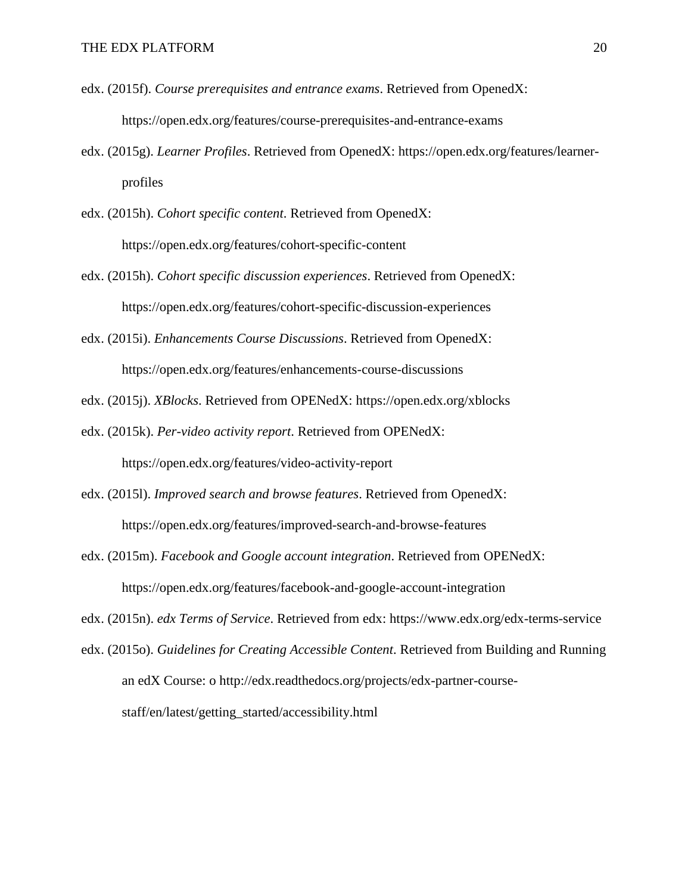edx. (2015f). *Course prerequisites and entrance exams*. Retrieved from OpenedX: https://open.edx.org/features/course-prerequisites-and-entrance-exams

edx. (2015g). *Learner Profiles*. Retrieved from OpenedX: https://open.edx.org/features/learner-profiles

edx. (2015h). *Cohort specific content*. Retrieved from OpenedX: https://open.edx.org/features/cohort-specific-content

edx. (2015h). *Cohort specific discussion experiences*. Retrieved from OpenedX: https://open.edx.org/features/cohort-specific-discussion-experiences

edx. (2015i). *Enhancements Course Discussions*. Retrieved from OpenedX: https://open.edx.org/features/enhancements-course-discussions

edx. (2015j). *XBlocks*. Retrieved from OPENedX: https://open.edx.org/xblocks

edx. (2015k). *Per-video activity report*. Retrieved from OPENedX: https://open.edx.org/features/video-activity-report

edx. (2015l). *Improved search and browse features*. Retrieved from OpenedX: https://open.edx.org/features/improved-search-and-browse-features

edx. (2015m). *Facebook and Google account integration*. Retrieved from OPENedX: https://open.edx.org/features/facebook-and-google-account-integration

edx. (2015n). *edx Terms of Service*. Retrieved from edx: https://www.edx.org/edx-terms-service

edx. (2015o). *Guidelines for Creating Accessible Content*. Retrieved from Building and Running an edX Course: o http://edx.readthedocs.org/projects/edx-partner-course-staff/en/latest/getting_started/accessibility.html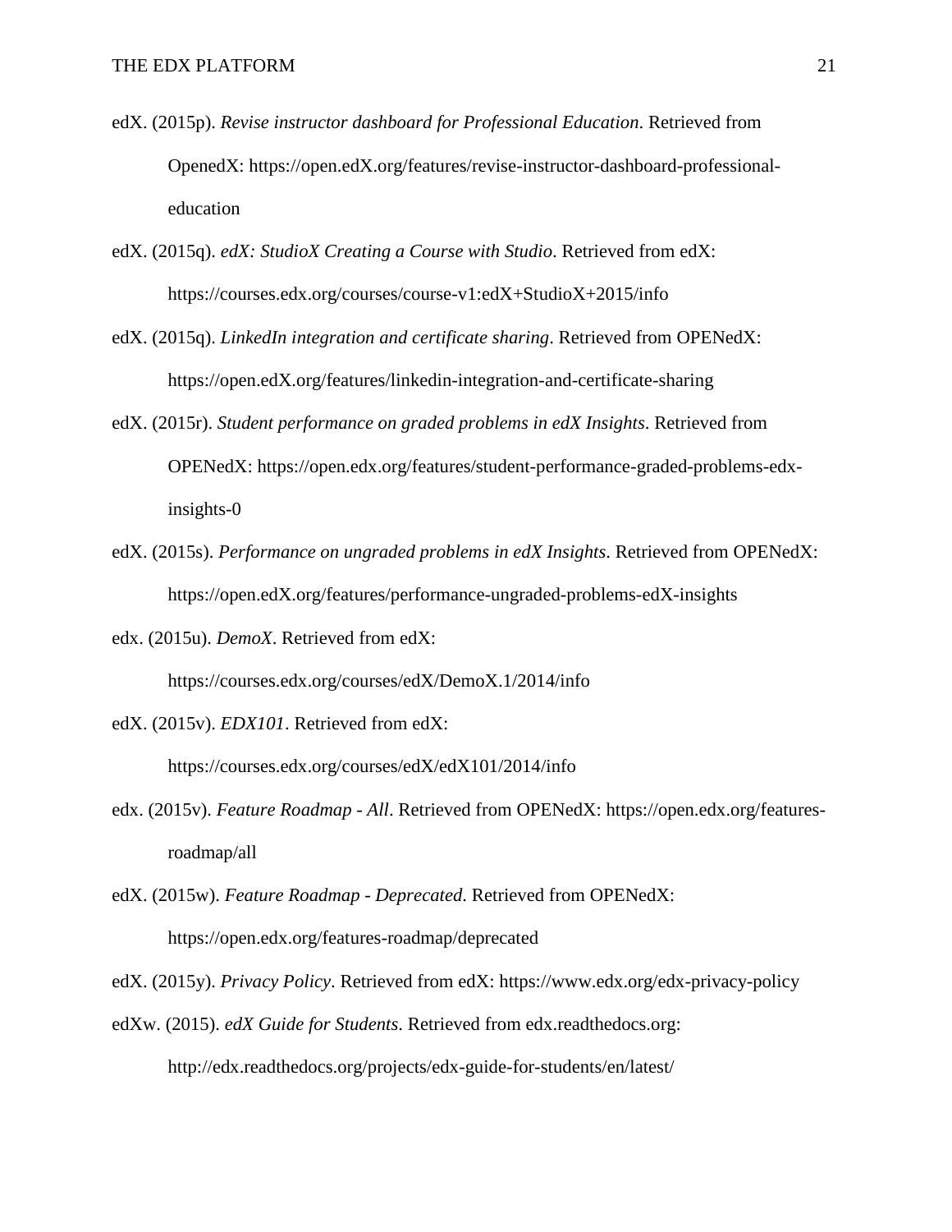edX. (2015p). *Revise instructor dashboard for Professional Education*. Retrieved from OpenedX: https://open.edX.org/features/revise-instructor-dashboard-professional-education

edX. (2015q). *edX: StudioX Creating a Course with Studio*. Retrieved from edX: https://courses.edx.org/courses/course-v1:edX+StudioX+2015/info

edX. (2015q). *LinkedIn integration and certificate sharing*. Retrieved from OPENedX: https://open.edX.org/features/linkedin-integration-and-certificate-sharing

edX. (2015r). *Student performance on graded problems in edX Insights*. Retrieved from OPENedX: https://open.edx.org/features/student-performance-graded-problems-edx-insights-0

edX. (2015s). *Performance on ungraded problems in edX Insights*. Retrieved from OPENedX: https://open.edX.org/features/performance-ungraded-problems-edX-insights

edx. (2015u). *DemoX*. Retrieved from edX: https://courses.edx.org/courses/edX/DemoX.1/2014/info

edX. (2015v). *EDX101*. Retrieved from edX: https://courses.edx.org/courses/edX/edX101/2014/info

edx. (2015v). *Feature Roadmap - All*. Retrieved from OPENedX: https://open.edx.org/features-roadmap/all

edX. (2015w). *Feature Roadmap - Deprecated*. Retrieved from OPENedX: https://open.edx.org/features-roadmap/deprecated

edX. (2015y). *Privacy Policy*. Retrieved from edX: https://www.edx.org/edx-privacy-policy

edXw. (2015). *edX Guide for Students*. Retrieved from edx.readthedocs.org: http://edx.readthedocs.org/projects/edx-guide-for-students/en/latest/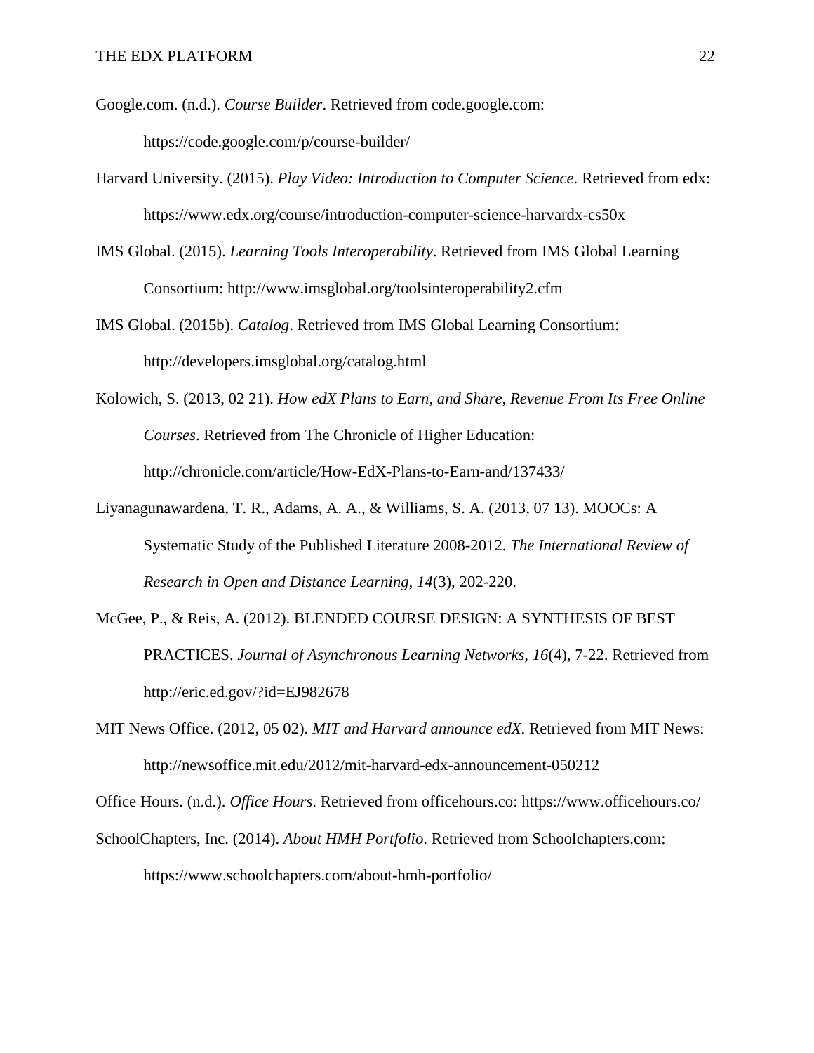Google.com. (n.d.). *Course Builder*. Retrieved from code.google.com: https://code.google.com/p/course-builder/

Harvard University. (2015). *Play Video: Introduction to Computer Science*. Retrieved from edx: https://www.edx.org/course/introduction-computer-science-harvardx-cs50x

IMS Global. (2015). *Learning Tools Interoperability*. Retrieved from IMS Global Learning Consortium: http://www.imsglobal.org/toolsinteroperability2.cfm

IMS Global. (2015b). *Catalog*. Retrieved from IMS Global Learning Consortium: http://developers.imsglobal.org/catalog.html

Kolowich, S. (2013, 02 21). *How edX Plans to Earn, and Share, Revenue From Its Free Online Courses*. Retrieved from The Chronicle of Higher Education: http://chronicle.com/article/How-EdX-Plans-to-Earn-and/137433/

Liyanagunawardena, T. R., Adams, A. A., & Williams, S. A. (2013, 07 13). MOOCs: A Systematic Study of the Published Literature 2008-2012. *The International Review of Research in Open and Distance Learning, 14*(3), 202-220.

McGee, P., & Reis, A. (2012). BLENDED COURSE DESIGN: A SYNTHESIS OF BEST PRACTICES. *Journal of Asynchronous Learning Networks, 16*(4), 7-22. Retrieved from http://eric.ed.gov/?id=EJ982678

MIT News Office. (2012, 05 02). *MIT and Harvard announce edX*. Retrieved from MIT News: http://newsoffice.mit.edu/2012/mit-harvard-edx-announcement-050212

Office Hours. (n.d.). *Office Hours*. Retrieved from officehours.co: https://www.officehours.co/

SchoolChapters, Inc. (2014). *About HMH Portfolio*. Retrieved from Schoolchapters.com: https://www.schoolchapters.com/about-hmh-portfolio/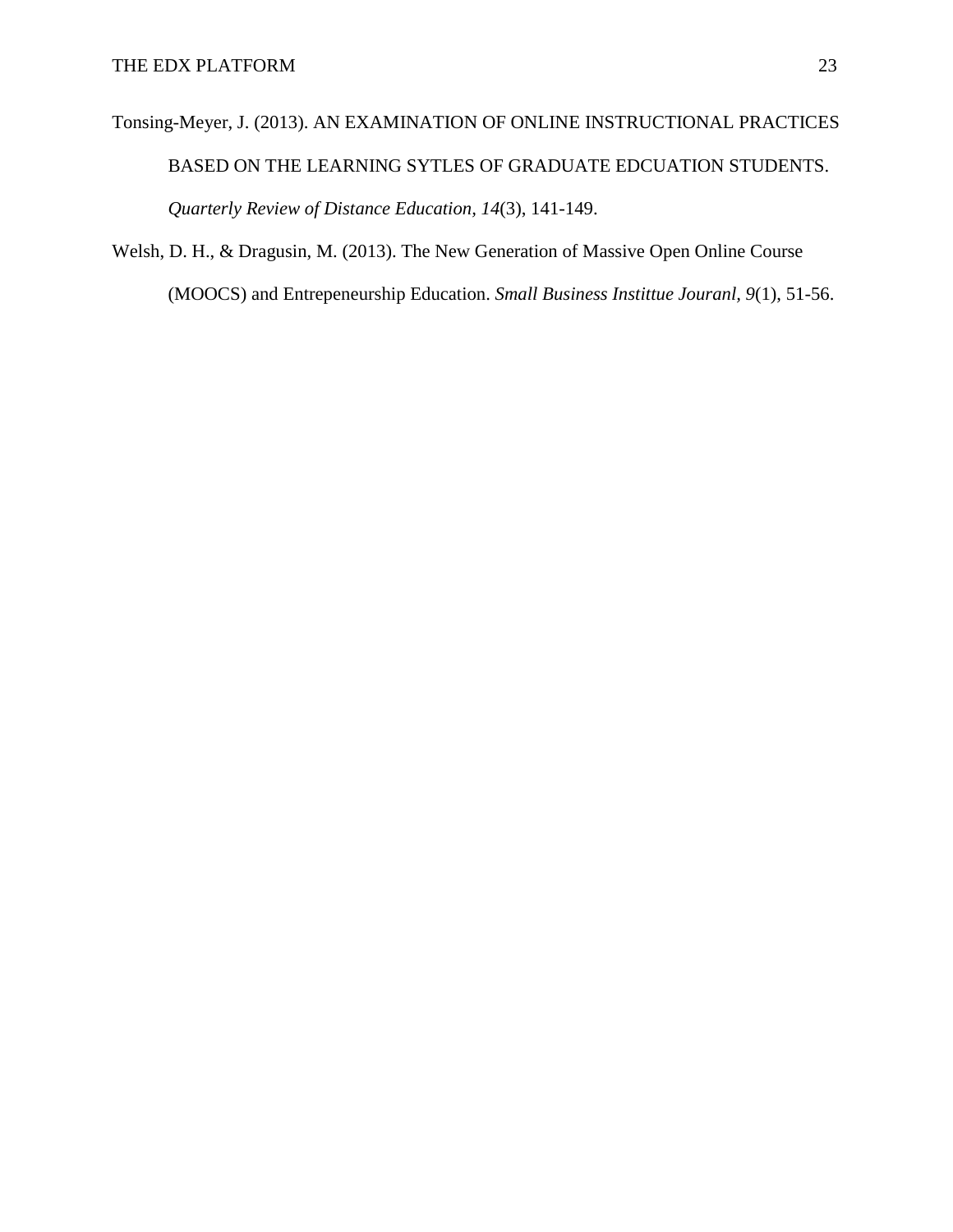Tonsing-Meyer, J. (2013). AN EXAMINATION OF ONLINE INSTRUCTIONAL PRACTICES BASED ON THE LEARNING SYTLES OF GRADUATE EDCUATION STUDENTS. *Quarterly Review of Distance Education, 14*(3), 141-149.

Welsh, D. H., & Dragusin, M. (2013). The New Generation of Massive Open Online Course (MOOCS) and Entrepeneurship Education. *Small Business Instittue Jouranl, 9*(1), 51-56.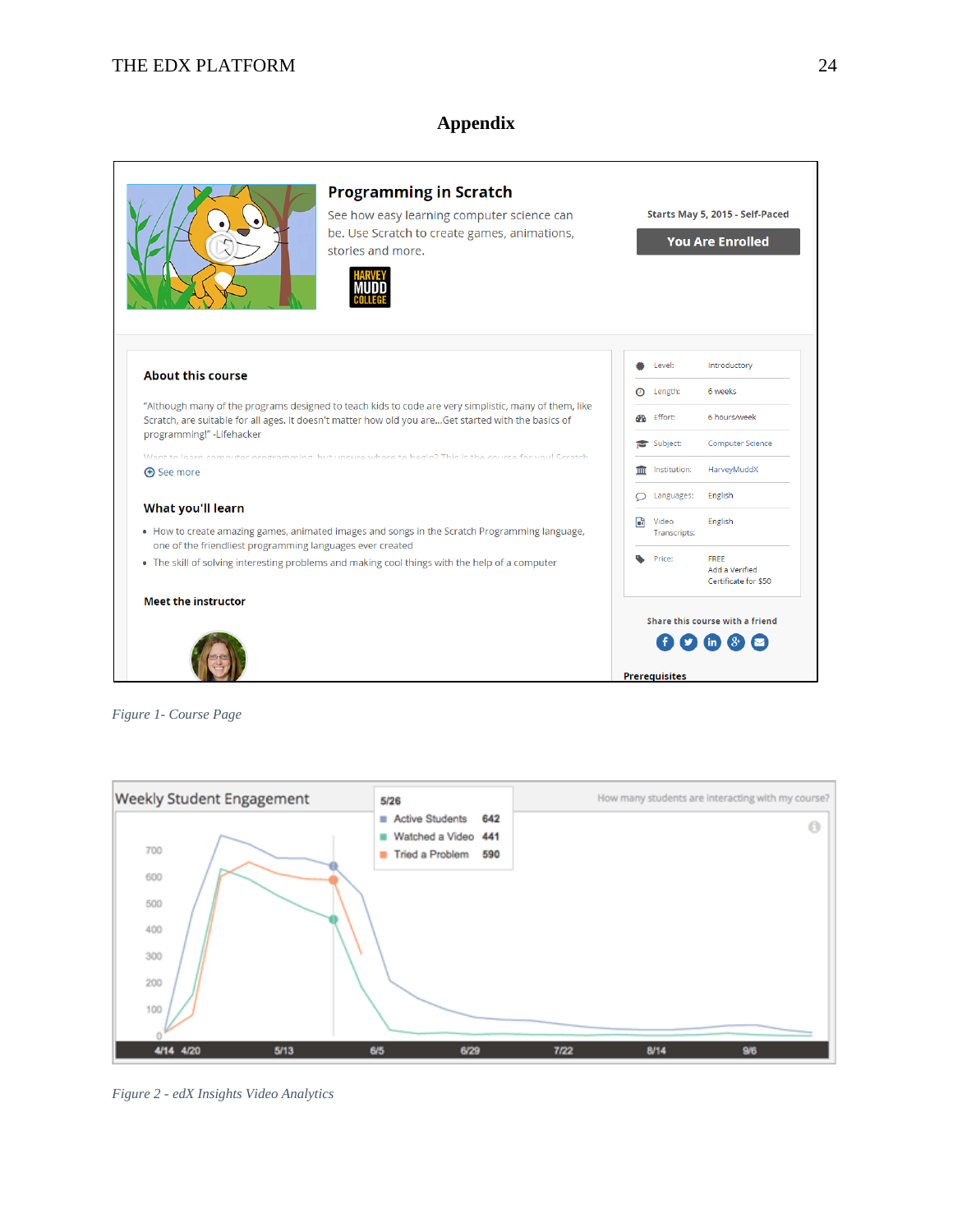# Appendix

*Figure 1- Course Page*

*Figure 2 - edX Insights Video Analytics*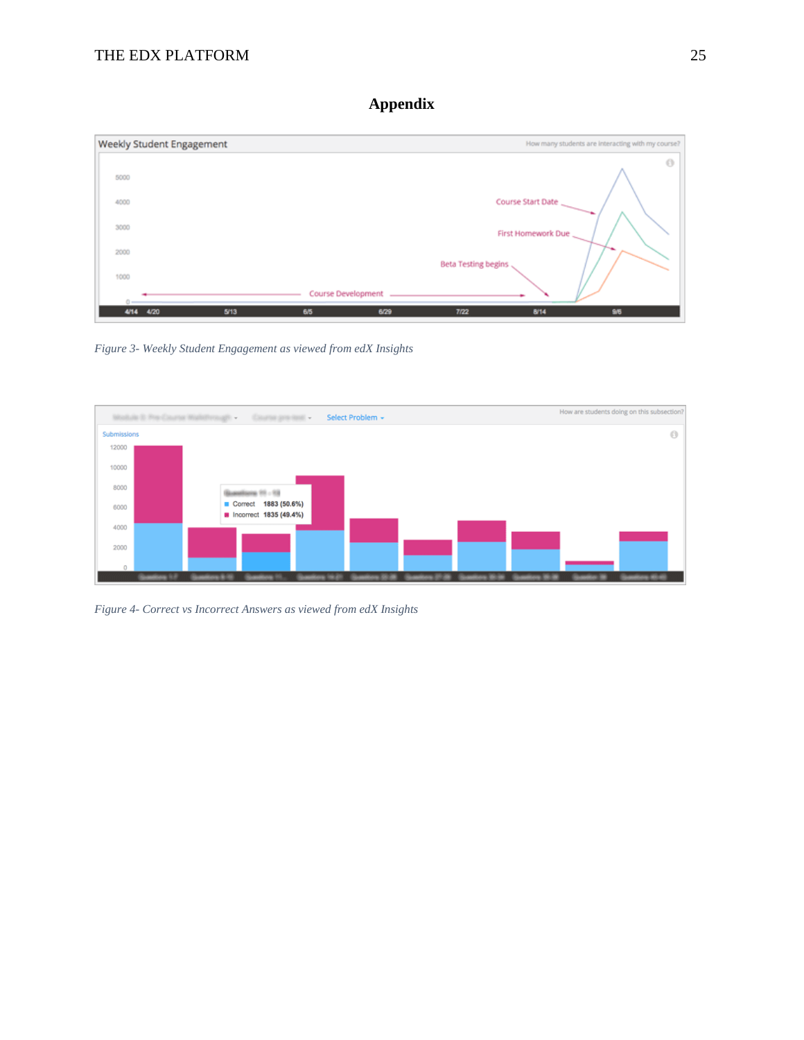# Appendix

*Figure 3- Weekly Student Engagement as viewed from edX Insights*

*Figure 4- Correct vs Incorrect Answers as viewed from edX Insights*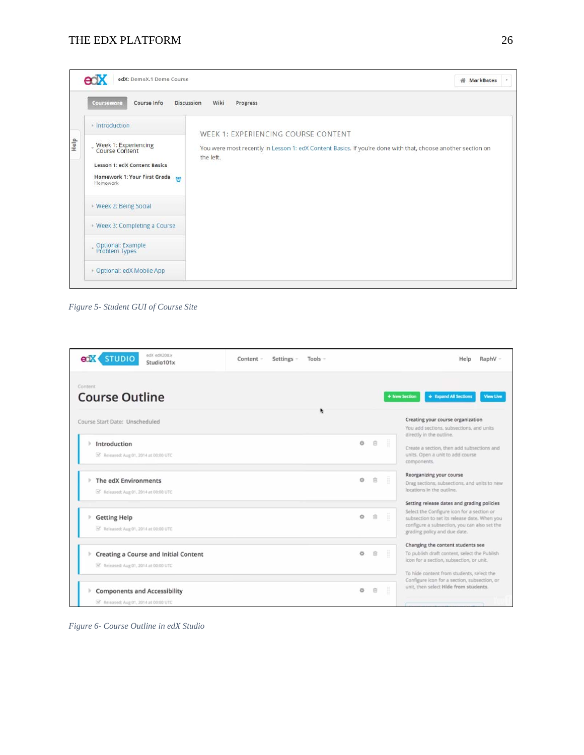*Figure 5- Student GUI of Course Site*

*Figure 6- Course Outline in edX Studio*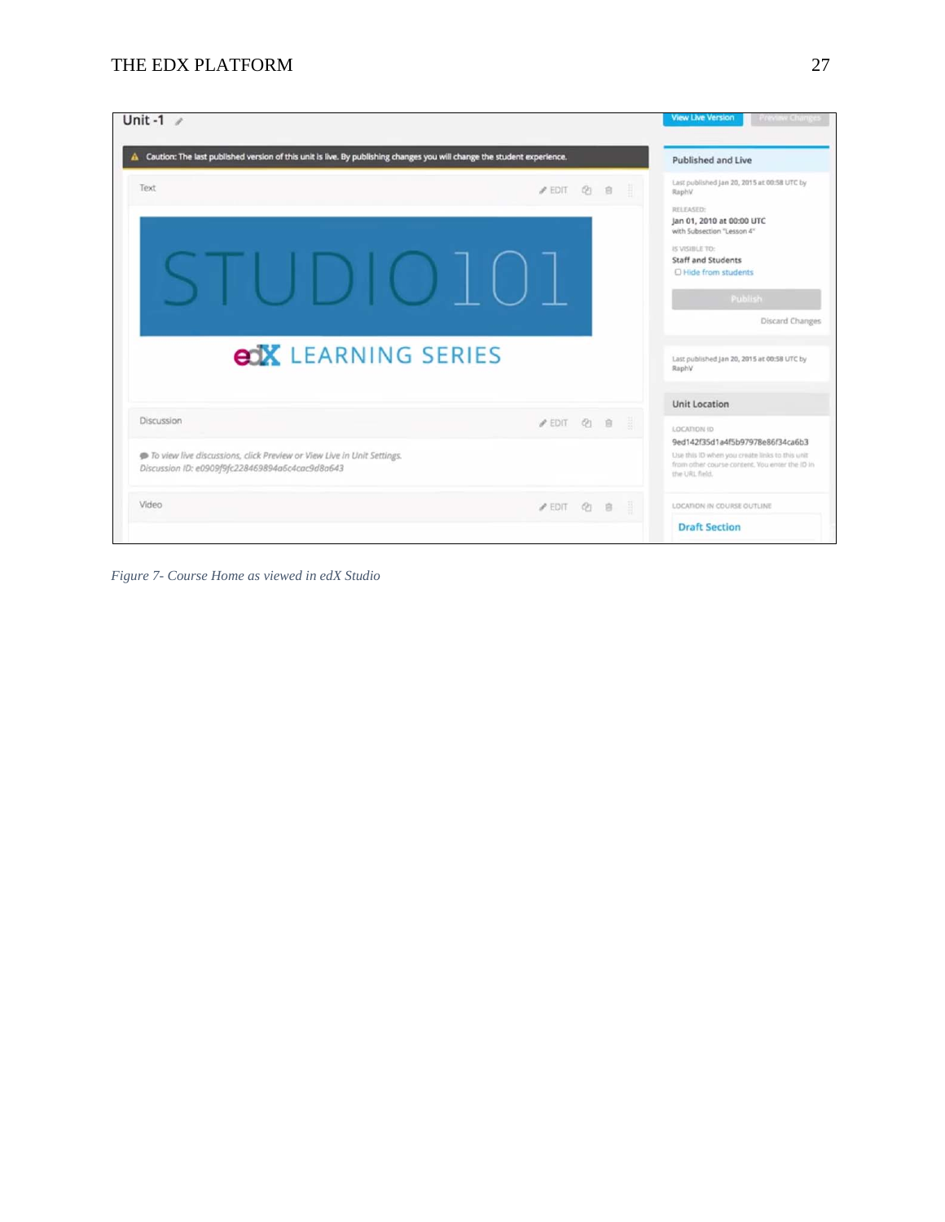Unit -1

Caution: The last published version of this unit is live. By publishing changes you will change the student experience.

Text

STUDIO101

edX LEARNING SERIES

Discussion

To view live discussions, click Preview or View Live in Unit Settings.
Discussion ID: e0909f9fc228469894a6c4cac9d8a643

Video

View Live Version

Preview Changes

Published and Live

Last published Jan 20, 2015 at 00:58 UTC by RaphV

RELEASED:
Jan 01, 2010 at 00:00 UTC
with Subsection "Lesson 4"

IS VISIBLE TO:
Staff and Students
Hide from students

Publish

Discard Changes

Last published Jan 20, 2015 at 00:58 UTC by RaphV

Unit Location

LOCATION ID
9ed142f35d1a4f5b97978e86f34ca6b3
Use this ID when you create links to this unit from other course content. You enter the ID in the URL field.

LOCATION IN COURSE OUTLINE
Draft Section

*Figure 7- Course Home as viewed in edX Studio*